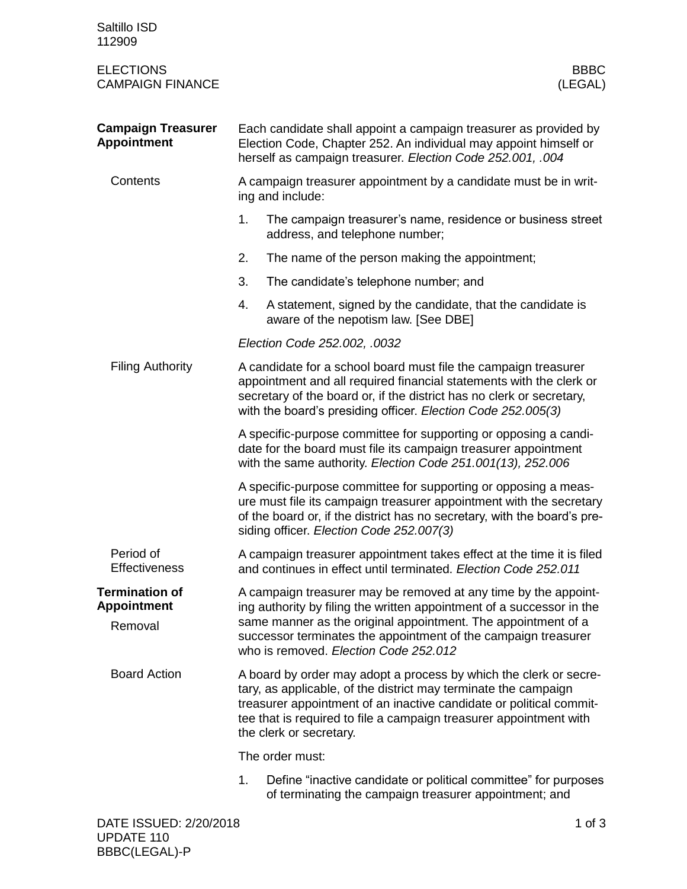Saltillo ISD
112909

ELECTIONS
CAMPAIGN FINANCE

BBBC
(LEGAL)

## Campaign Treasurer Appointment

Each candidate shall appoint a campaign treasurer as provided by Election Code, Chapter 252. An individual may appoint himself or herself as campaign treasurer. *Election Code 252.001, .004*

### Contents

A campaign treasurer appointment by a candidate must be in writing and include:

1. The campaign treasurer's name, residence or business street address, and telephone number;
2. The name of the person making the appointment;
3. The candidate's telephone number; and
4. A statement, signed by the candidate, that the candidate is aware of the nepotism law. [See DBE]

*Election Code 252.002, .0032*

### Filing Authority

A candidate for a school board must file the campaign treasurer appointment and all required financial statements with the clerk or secretary of the board or, if the district has no clerk or secretary, with the board's presiding officer. *Election Code 252.005(3)*

A specific-purpose committee for supporting or opposing a candidate for the board must file its campaign treasurer appointment with the same authority. *Election Code 251.001(13), 252.006*

A specific-purpose committee for supporting or opposing a measure must file its campaign treasurer appointment with the secretary of the board or, if the district has no secretary, with the board's presiding officer. *Election Code 252.007(3)*

### Period of Effectiveness

A campaign treasurer appointment takes effect at the time it is filed and continues in effect until terminated. *Election Code 252.011*

## Termination of Appointment

### Removal

A campaign treasurer may be removed at any time by the appointing authority by filing the written appointment of a successor in the same manner as the original appointment. The appointment of a successor terminates the appointment of the campaign treasurer who is removed. *Election Code 252.012*

### Board Action

A board by order may adopt a process by which the clerk or secretary, as applicable, of the district may terminate the campaign treasurer appointment of an inactive candidate or political committee that is required to file a campaign treasurer appointment with the clerk or secretary.

The order must:

1. Define "inactive candidate or political committee" for purposes of terminating the campaign treasurer appointment; and

DATE ISSUED: 2/20/2018
UPDATE 110
BBBC(LEGAL)-P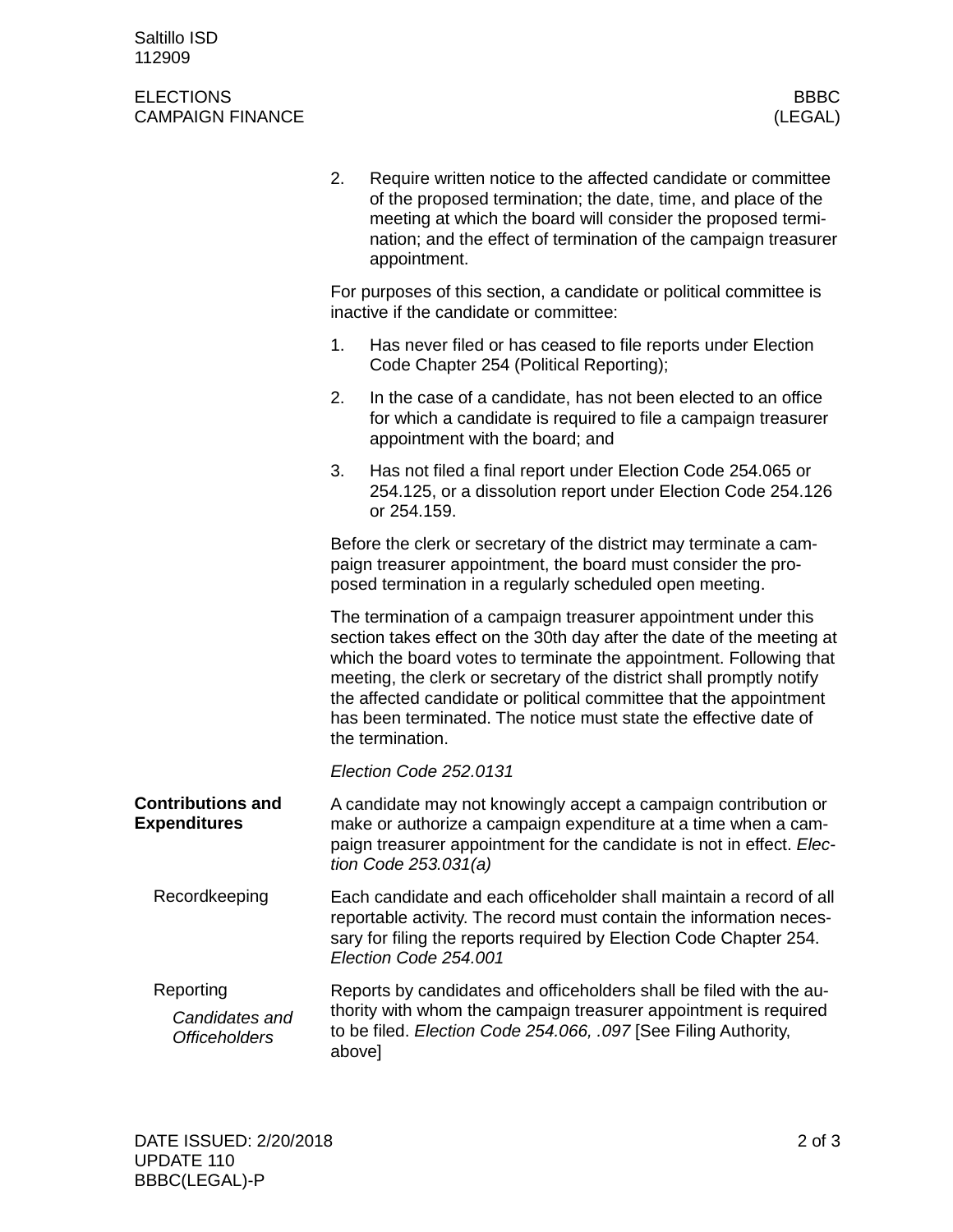2. Require written notice to the affected candidate or committee of the proposed termination; the date, time, and place of the meeting at which the board will consider the proposed termination; and the effect of termination of the campaign treasurer appointment.

For purposes of this section, a candidate or political committee is inactive if the candidate or committee:

1. Has never filed or has ceased to file reports under Election Code Chapter 254 (Political Reporting);
2. In the case of a candidate, has not been elected to an office for which a candidate is required to file a campaign treasurer appointment with the board; and
3. Has not filed a final report under Election Code 254.065 or 254.125, or a dissolution report under Election Code 254.126 or 254.159.

Before the clerk or secretary of the district may terminate a campaign treasurer appointment, the board must consider the proposed termination in a regularly scheduled open meeting.

The termination of a campaign treasurer appointment under this section takes effect on the 30th day after the date of the meeting at which the board votes to terminate the appointment. Following that meeting, the clerk or secretary of the district shall promptly notify the affected candidate or political committee that the appointment has been terminated. The notice must state the effective date of the termination.

*Election Code 252.0131*

## Contributions and Expenditures

A candidate may not knowingly accept a campaign contribution or make or authorize a campaign expenditure at a time when a campaign treasurer appointment for the candidate is not in effect. *Election Code 253.031(a)*

### Recordkeeping

Each candidate and each officeholder shall maintain a record of all reportable activity. The record must contain the information necessary for filing the reports required by Election Code Chapter 254. *Election Code 254.001*

### Reporting

#### *Candidates and Officeholders*

Reports by candidates and officeholders shall be filed with the authority with whom the campaign treasurer appointment is required to be filed. *Election Code 254.066, .097* [See Filing Authority, above]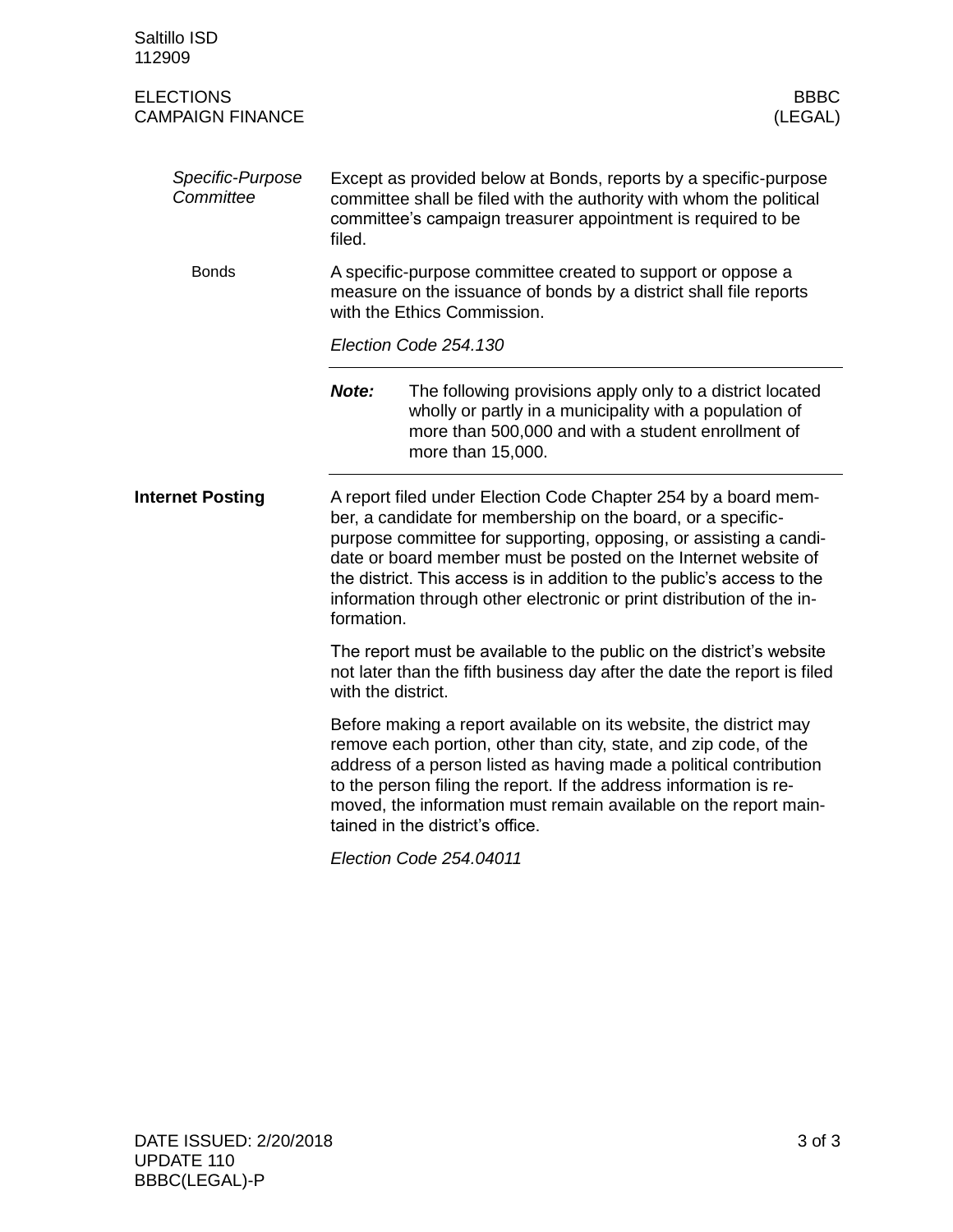*Specific-Purpose Committee*

Except as provided below at Bonds, reports by a specific-purpose committee shall be filed with the authority with whom the political committee's campaign treasurer appointment is required to be filed.

Bonds

A specific-purpose committee created to support or oppose a measure on the issuance of bonds by a district shall file reports with the Ethics Commission.

*Election Code 254.130*

---

**Note:** The following provisions apply only to a district located wholly or partly in a municipality with a population of more than 500,000 and with a student enrollment of more than 15,000.

---

**Internet Posting**

A report filed under Election Code Chapter 254 by a board member, a candidate for membership on the board, or a specific-purpose committee for supporting, opposing, or assisting a candidate or board member must be posted on the Internet website of the district. This access is in addition to the public's access to the information through other electronic or print distribution of the information.

The report must be available to the public on the district's website not later than the fifth business day after the date the report is filed with the district.

Before making a report available on its website, the district may remove each portion, other than city, state, and zip code, of the address of a person listed as having made a political contribution to the person filing the report. If the address information is removed, the information must remain available on the report maintained in the district's office.

*Election Code 254.04011*